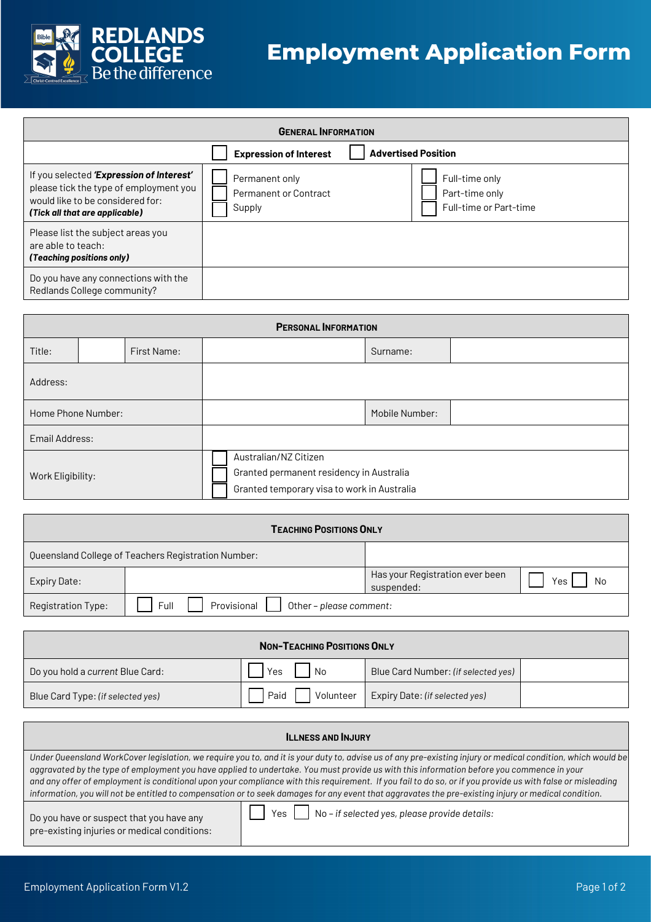# Employment Application Form

REDLANDS COLLEGE
Be the difference

| **General Information** | | |
|---|---|---|
| | ☐ **Expression of Interest** | ☐ **Advertised Position** |
| If you selected ***'Expression of Interest'*** please tick the type of employment you would like to be considered for: ***(Tick all that are applicable)*** | ☐ Permanent only<br>☐ Permanent or Contract<br>☐ Supply | ☐ Full-time only<br>☐ Part-time only<br>☐ Full-time or Part-time |
| Please list the subject areas you are able to teach: ***(Teaching positions only)*** | | |
| Do you have any connections with the Redlands College community? | | |

| **Personal Information** | | | | | |
|---|---|---|---|---|---|
| Title: | | First Name: | | Surname: | |
| Address: | | | | | |
| Home Phone Number: | | | | Mobile Number: | |
| Email Address: | | | | | |
| Work Eligibility: | | ☐ Australian/NZ Citizen<br>☐ Granted permanent residency in Australia<br>☐ Granted temporary visa to work in Australia | | | |

| **Teaching Positions Only** | | | |
|---|---|---|---|
| Queensland College of Teachers Registration Number: | | | |
| Expiry Date: | | Has your Registration ever been suspended: | ☐ Yes ☐ No |
| Registration Type: | ☐ Full ☐ Provisional ☐ Other – *please comment:* | | |

| **Non-Teaching Positions Only** | | | |
|---|---|---|---|
| Do you hold a *current* Blue Card: | ☐ Yes ☐ No | Blue Card Number: *(if selected yes)* | |
| Blue Card Type: *(if selected yes)* | ☐ Paid ☐ Volunteer | Expiry Date: *(if selected yes)* | |

| **Illness and Injury** | |
|---|---|
| *Under Queensland WorkCover legislation, we require you to, and it is your duty to, advise us of any pre-existing injury or medical condition, which would be aggravated by the type of employment you have applied to undertake. You must provide us with this information before you commence in your and any offer of employment is conditional upon your compliance with this requirement. If you fail to do so, or if you provide us with false or misleading information, you will not be entitled to compensation or to seek damages for any event that aggravates the pre-existing injury or medical condition.* | |
| Do you have or suspect that you have any pre-existing injuries or medical conditions: | ☐ Yes ☐ No – *if selected yes, please provide details:* |

Employment Application Form V1.2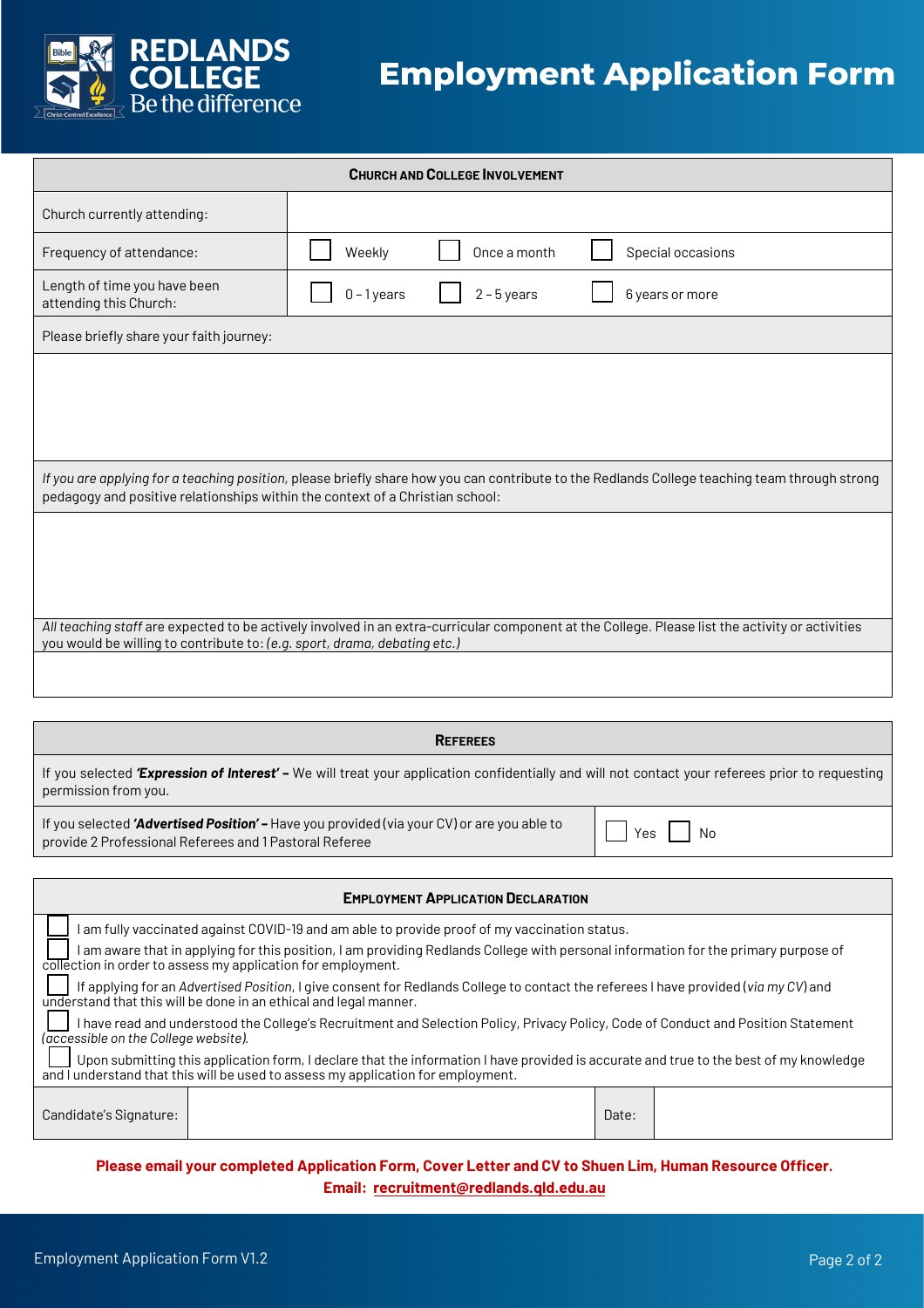# Employment Application Form

## Church and College Involvement

| | | | |
|---|---|---|---|
| Church currently attending: | | | |
| Frequency of attendance: | ☐ Weekly | ☐ Once a month | ☐ Special occasions |
| Length of time you have been attending this Church: | ☐ 0 – 1 years | ☐ 2 – 5 years | ☐ 6 years or more |

Please briefly share your faith journey:

*If you are applying for a teaching position*, please briefly share how you can contribute to the Redlands College teaching team through strong pedagogy and positive relationships within the context of a Christian school:

*All teaching staff* are expected to be actively involved in an extra-curricular component at the College. Please list the activity or activities you would be willing to contribute to: *(e.g. sport, drama, debating etc.)*

## Referees

If you selected ***'Expression of Interest'*** **–** We will treat your application confidentially and will not contact your referees prior to requesting permission from you.

| | |
|---|---|
| If you selected ***'Advertised Position'*** **–** Have you provided (via your CV) or are you able to provide 2 Professional Referees and 1 Pastoral Referee | ☐ Yes ☐ No |

## Employment Application Declaration

☐ I am fully vaccinated against COVID-19 and am able to provide proof of my vaccination status.

☐ I am aware that in applying for this position, I am providing Redlands College with personal information for the primary purpose of collection in order to assess my application for employment.

☐ If applying for an *Advertised Position*, I give consent for Redlands College to contact the referees I have provided (*via my CV*) and understand that this will be done in an ethical and legal manner.

☐ I have read and understood the College's Recruitment and Selection Policy, Privacy Policy, Code of Conduct and Position Statement *(accessible on the College website).*

☐ Upon submitting this application form, I declare that the information I have provided is accurate and true to the best of my knowledge and I understand that this will be used to assess my application for employment.

| | | | |
|---|---|---|---|
| Candidate's Signature: | | Date: | |

**Please email your completed Application Form, Cover Letter and CV to Shuen Lim, Human Resource Officer.**
**Email: recruitment@redlands.qld.edu.au**

Employment Application Form V1.2